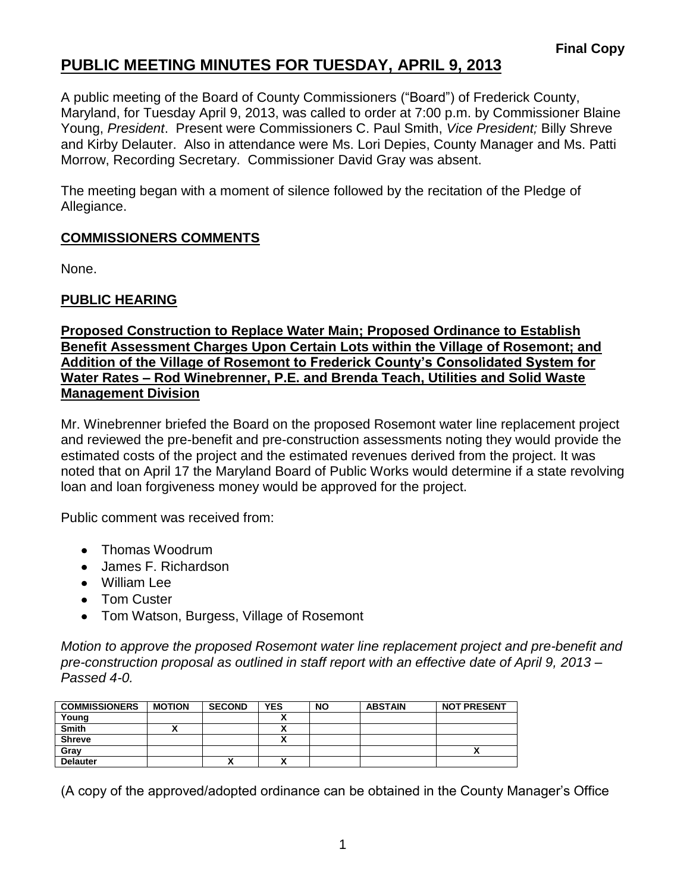**Final Copy**

# PUBLIC MEETING MINUTES FOR TUESDAY, APRIL 9, 2013

A public meeting of the Board of County Commissioners ("Board") of Frederick County, Maryland, for Tuesday April 9, 2013, was called to order at 7:00 p.m. by Commissioner Blaine Young, *President*. Present were Commissioners C. Paul Smith, *Vice President;* Billy Shreve and Kirby Delauter. Also in attendance were Ms. Lori Depies, County Manager and Ms. Patti Morrow, Recording Secretary. Commissioner David Gray was absent.

The meeting began with a moment of silence followed by the recitation of the Pledge of Allegiance.

## COMMISSIONERS COMMENTS

None.

## PUBLIC HEARING

**Proposed Construction to Replace Water Main; Proposed Ordinance to Establish Benefit Assessment Charges Upon Certain Lots within the Village of Rosemont; and Addition of the Village of Rosemont to Frederick County's Consolidated System for Water Rates – Rod Winebrenner, P.E. and Brenda Teach, Utilities and Solid Waste Management Division**

Mr. Winebrenner briefed the Board on the proposed Rosemont water line replacement project and reviewed the pre-benefit and pre-construction assessments noting they would provide the estimated costs of the project and the estimated revenues derived from the project. It was noted that on April 17 the Maryland Board of Public Works would determine if a state revolving loan and loan forgiveness money would be approved for the project.

Public comment was received from:

- Thomas Woodrum
- James F. Richardson
- William Lee
- Tom Custer
- Tom Watson, Burgess, Village of Rosemont

*Motion to approve the proposed Rosemont water line replacement project and pre-benefit and pre-construction proposal as outlined in staff report with an effective date of April 9, 2013 – Passed 4-0.*

| COMMISSIONERS | MOTION | SECOND | YES | NO | ABSTAIN | NOT PRESENT |
|---|---|---|---|---|---|---|
| Young | | | X | | | |
| Smith | X | | X | | | |
| Shreve | | | X | | | |
| Gray | | | | | | X |
| Delauter | | X | X | | | |

(A copy of the approved/adopted ordinance can be obtained in the County Manager's Office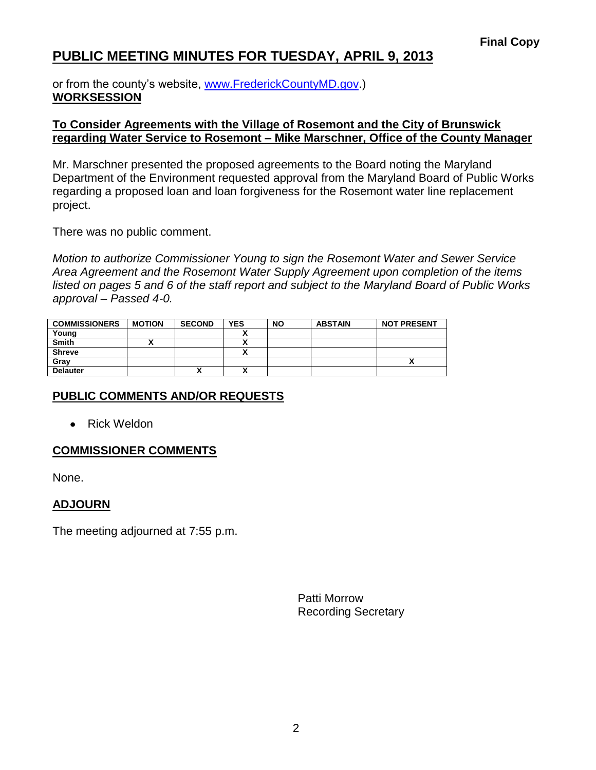**Final Copy**

# PUBLIC MEETING MINUTES FOR TUESDAY, APRIL 9, 2013

or from the county's website, www.FrederickCountyMD.gov.)

## WORKSESSION

### To Consider Agreements with the Village of Rosemont and the City of Brunswick regarding Water Service to Rosemont – Mike Marschner, Office of the County Manager

Mr. Marschner presented the proposed agreements to the Board noting the Maryland Department of the Environment requested approval from the Maryland Board of Public Works regarding a proposed loan and loan forgiveness for the Rosemont water line replacement project.

There was no public comment.

*Motion to authorize Commissioner Young to sign the Rosemont Water and Sewer Service Area Agreement and the Rosemont Water Supply Agreement upon completion of the items listed on pages 5 and 6 of the staff report and subject to the Maryland Board of Public Works approval – Passed 4-0.*

| COMMISSIONERS | MOTION | SECOND | YES | NO | ABSTAIN | NOT PRESENT |
|---|---|---|---|---|---|---|
| Young | | | X | | | |
| Smith | X | | X | | | |
| Shreve | | | X | | | |
| Gray | | | | | | X |
| Delauter | | X | X | | | |

## PUBLIC COMMENTS AND/OR REQUESTS

- Rick Weldon

## COMMISSIONER COMMENTS

None.

## ADJOURN

The meeting adjourned at 7:55 p.m.

Patti Morrow
Recording Secretary